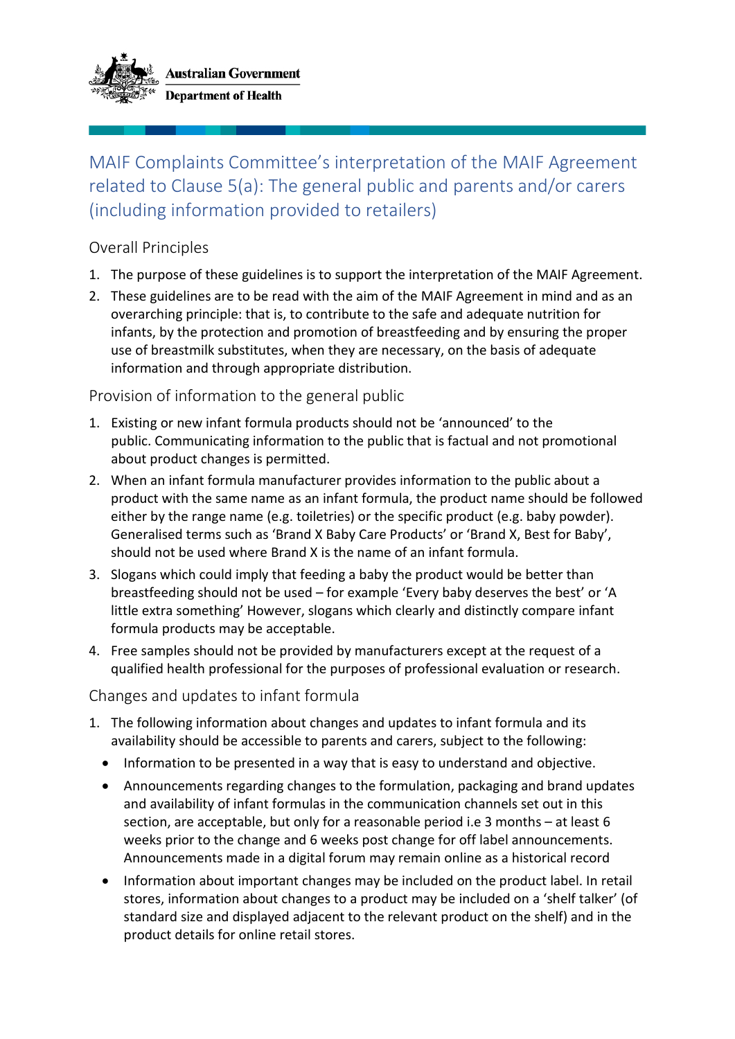Australian Government
Department of Health

# MAIF Complaints Committee's interpretation of the MAIF Agreement related to Clause 5(a): The general public and parents and/or carers (including information provided to retailers)

## Overall Principles

1. The purpose of these guidelines is to support the interpretation of the MAIF Agreement.
2. These guidelines are to be read with the aim of the MAIF Agreement in mind and as an overarching principle: that is, to contribute to the safe and adequate nutrition for infants, by the protection and promotion of breastfeeding and by ensuring the proper use of breastmilk substitutes, when they are necessary, on the basis of adequate information and through appropriate distribution.

## Provision of information to the general public

1. Existing or new infant formula products should not be 'announced' to the public. Communicating information to the public that is factual and not promotional about product changes is permitted.
2. When an infant formula manufacturer provides information to the public about a product with the same name as an infant formula, the product name should be followed either by the range name (e.g. toiletries) or the specific product (e.g. baby powder). Generalised terms such as 'Brand X Baby Care Products' or 'Brand X, Best for Baby', should not be used where Brand X is the name of an infant formula.
3. Slogans which could imply that feeding a baby the product would be better than breastfeeding should not be used – for example 'Every baby deserves the best' or 'A little extra something' However, slogans which clearly and distinctly compare infant formula products may be acceptable.
4. Free samples should not be provided by manufacturers except at the request of a qualified health professional for the purposes of professional evaluation or research.

## Changes and updates to infant formula

1. The following information about changes and updates to infant formula and its availability should be accessible to parents and carers, subject to the following:
   - Information to be presented in a way that is easy to understand and objective.
   - Announcements regarding changes to the formulation, packaging and brand updates and availability of infant formulas in the communication channels set out in this section, are acceptable, but only for a reasonable period i.e 3 months – at least 6 weeks prior to the change and 6 weeks post change for off label announcements. Announcements made in a digital forum may remain online as a historical record
   - Information about important changes may be included on the product label. In retail stores, information about changes to a product may be included on a 'shelf talker' (of standard size and displayed adjacent to the relevant product on the shelf) and in the product details for online retail stores.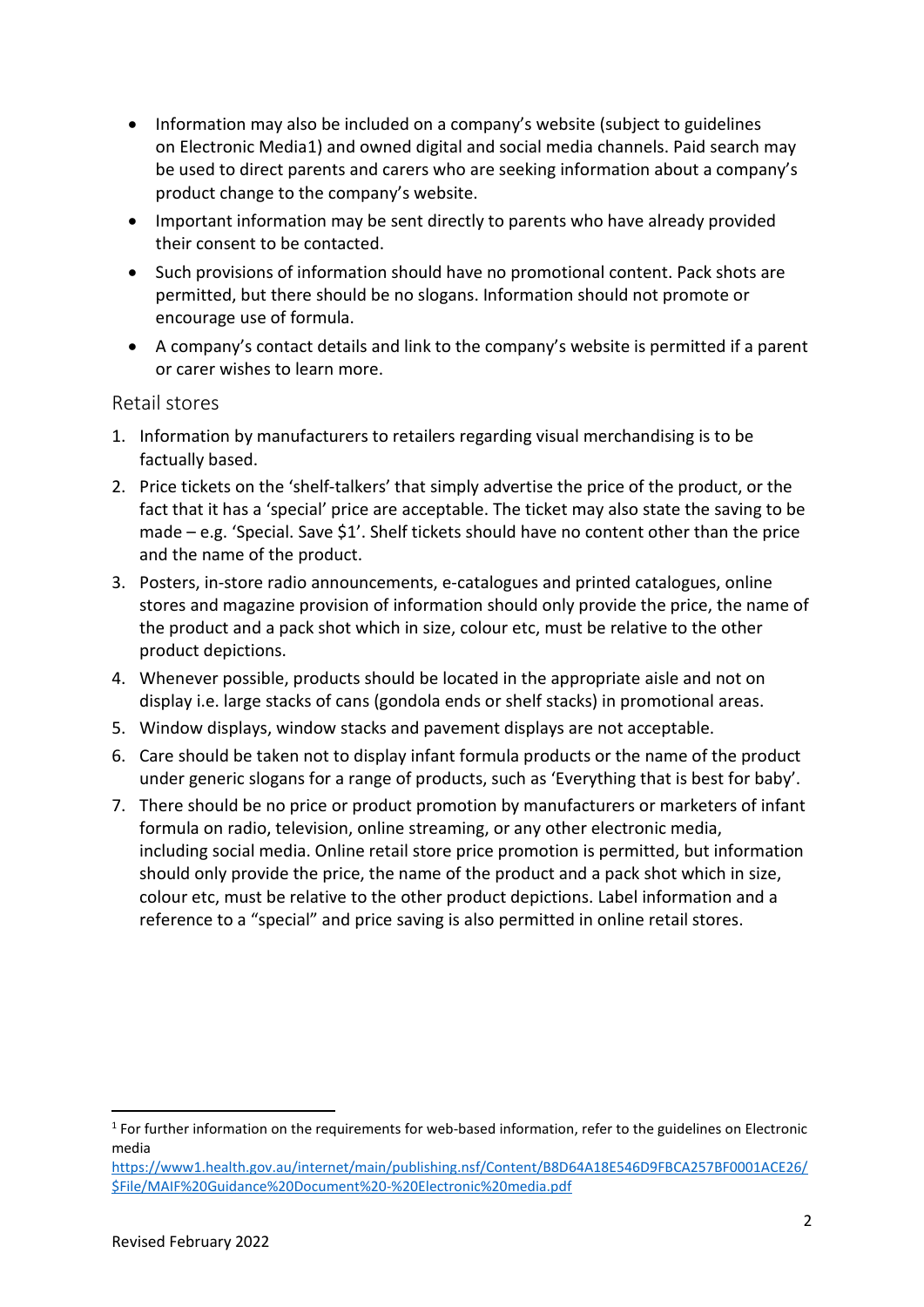- Information may also be included on a company's website (subject to guidelines on Electronic Media[1]) and owned digital and social media channels. Paid search may be used to direct parents and carers who are seeking information about a company's product change to the company's website.
- Important information may be sent directly to parents who have already provided their consent to be contacted.
- Such provisions of information should have no promotional content. Pack shots are permitted, but there should be no slogans. Information should not promote or encourage use of formula.
- A company's contact details and link to the company's website is permitted if a parent or carer wishes to learn more.

## Retail stores

1. Information by manufacturers to retailers regarding visual merchandising is to be factually based.
2. Price tickets on the 'shelf-talkers' that simply advertise the price of the product, or the fact that it has a 'special' price are acceptable. The ticket may also state the saving to be made – e.g. 'Special. Save $1'. Shelf tickets should have no content other than the price and the name of the product.
3. Posters, in-store radio announcements, e-catalogues and printed catalogues, online stores and magazine provision of information should only provide the price, the name of the product and a pack shot which in size, colour etc, must be relative to the other product depictions.
4. Whenever possible, products should be located in the appropriate aisle and not on display i.e. large stacks of cans (gondola ends or shelf stacks) in promotional areas.
5. Window displays, window stacks and pavement displays are not acceptable.
6. Care should be taken not to display infant formula products or the name of the product under generic slogans for a range of products, such as 'Everything that is best for baby'.
7. There should be no price or product promotion by manufacturers or marketers of infant formula on radio, television, online streaming, or any other electronic media, including social media. Online retail store price promotion is permitted, but information should only provide the price, the name of the product and a pack shot which in size, colour etc, must be relative to the other product depictions. Label information and a reference to a "special" and price saving is also permitted in online retail stores.

---

[1] For further information on the requirements for web-based information, refer to the guidelines on Electronic media https://www1.health.gov.au/internet/main/publishing.nsf/Content/B8D64A18E546D9FBCA257BF0001ACE26/$File/MAIF%20Guidance%20Document%20-%20Electronic%20media.pdf

Revised February 2022